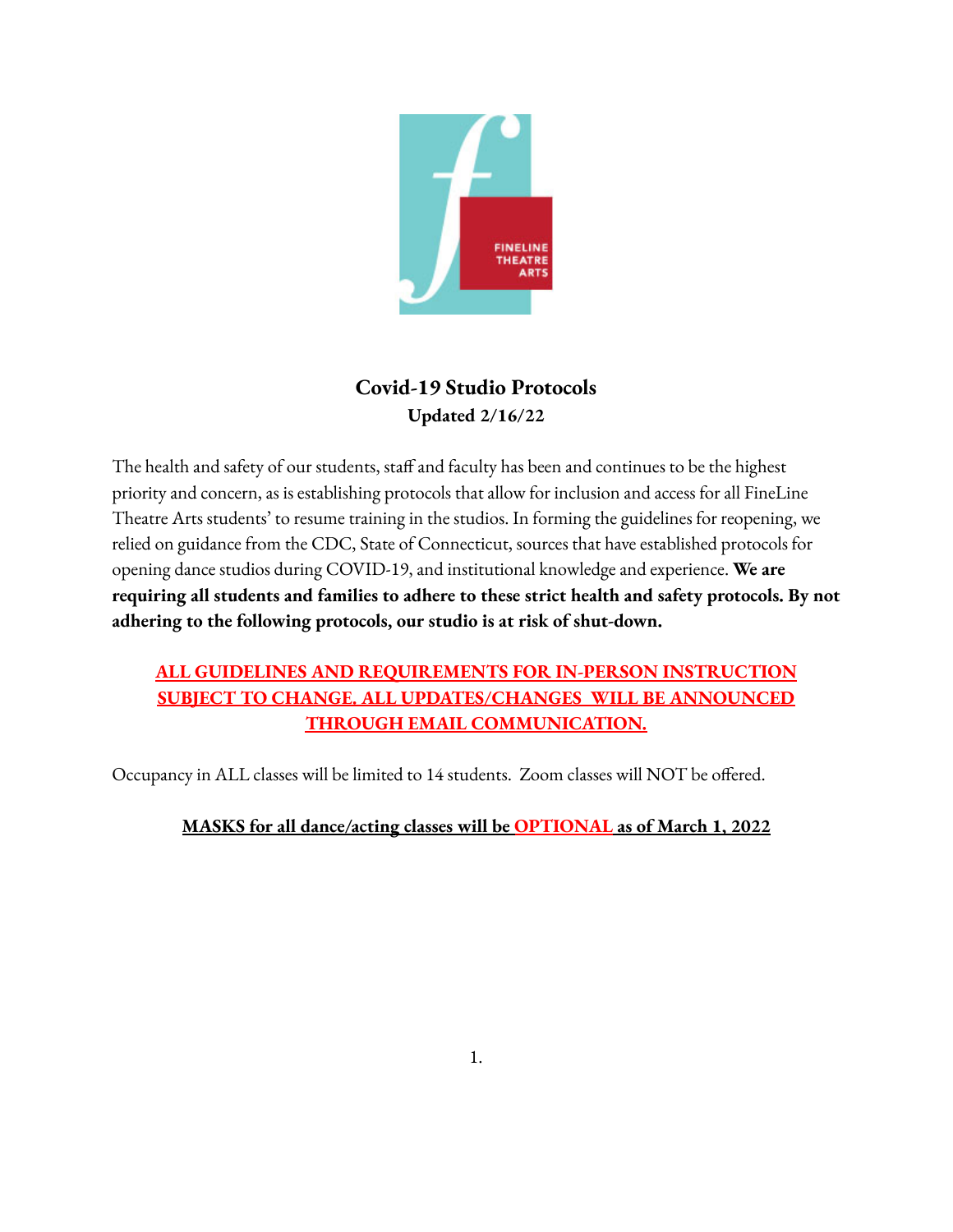# Covid-19 Studio Protocols

**Updated 2/16/22**

The health and safety of our students, staff and faculty has been and continues to be the highest priority and concern, as is establishing protocols that allow for inclusion and access for all FineLine Theatre Arts students' to resume training in the studios. In forming the guidelines for reopening, we relied on guidance from the CDC, State of Connecticut, sources that have established protocols for opening dance studios during COVID-19, and institutional knowledge and experience. **We are requiring all students and families to adhere to these strict health and safety protocols. By not adhering to the following protocols, our studio is at risk of shut-down.**

**ALL GUIDELINES AND REQUIREMENTS FOR IN-PERSON INSTRUCTION SUBJECT TO CHANGE. ALL UPDATES/CHANGES WILL BE ANNOUNCED THROUGH EMAIL COMMUNICATION.**

Occupancy in ALL classes will be limited to 14 students. Zoom classes will NOT be offered.

**MASKS for all dance/acting classes will be OPTIONAL as of March 1, 2022**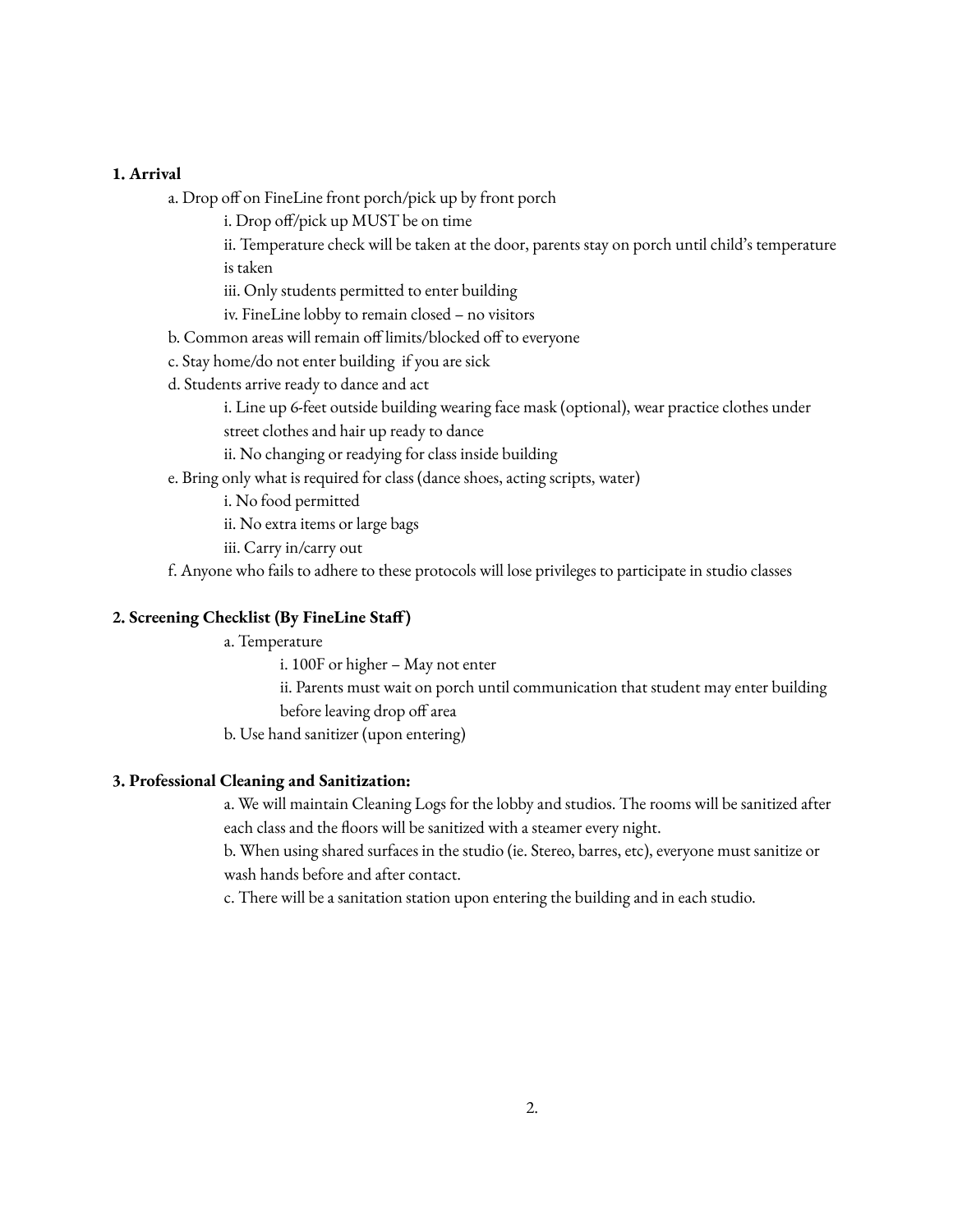**1. Arrival**

- a. Drop off on FineLine front porch/pick up by front porch
    - i. Drop off/pick up MUST be on time
    - ii. Temperature check will be taken at the door, parents stay on porch until child's temperature is taken
    - iii. Only students permitted to enter building
    - iv. FineLine lobby to remain closed – no visitors
- b. Common areas will remain off limits/blocked off to everyone
- c. Stay home/do not enter building if you are sick
- d. Students arrive ready to dance and act
    - i. Line up 6-feet outside building wearing face mask (optional), wear practice clothes under street clothes and hair up ready to dance
    - ii. No changing or readying for class inside building
- e. Bring only what is required for class (dance shoes, acting scripts, water)
    - i. No food permitted
    - ii. No extra items or large bags
    - iii. Carry in/carry out
- f. Anyone who fails to adhere to these protocols will lose privileges to participate in studio classes

**2. Screening Checklist (By FineLine Staff)**

- a. Temperature
    - i. 100F or higher – May not enter
    - ii. Parents must wait on porch until communication that student may enter building before leaving drop off area
- b. Use hand sanitizer (upon entering)

**3. Professional Cleaning and Sanitization:**

- a. We will maintain Cleaning Logs for the lobby and studios. The rooms will be sanitized after each class and the floors will be sanitized with a steamer every night.
- b. When using shared surfaces in the studio (ie. Stereo, barres, etc), everyone must sanitize or wash hands before and after contact.
- c. There will be a sanitation station upon entering the building and in each studio.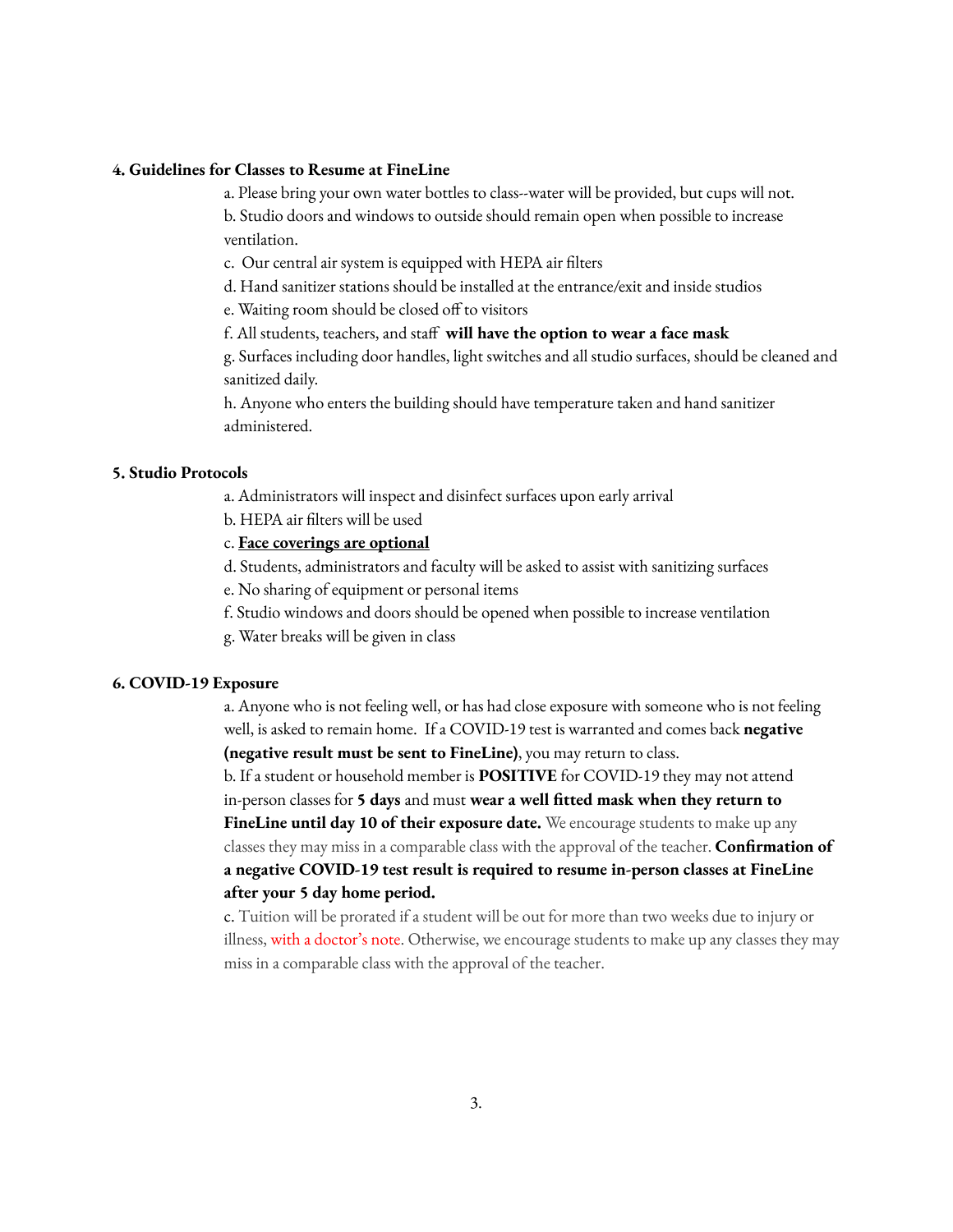**4. Guidelines for Classes to Resume at FineLine**

a. Please bring your own water bottles to class--water will be provided, but cups will not.

b. Studio doors and windows to outside should remain open when possible to increase ventilation.

c. Our central air system is equipped with HEPA air filters

d. Hand sanitizer stations should be installed at the entrance/exit and inside studios

e. Waiting room should be closed off to visitors

f. All students, teachers, and staff **will have the option to wear a face mask**

g. Surfaces including door handles, light switches and all studio surfaces, should be cleaned and sanitized daily.

h. Anyone who enters the building should have temperature taken and hand sanitizer administered.

**5. Studio Protocols**

a. Administrators will inspect and disinfect surfaces upon early arrival

b. HEPA air filters will be used

c. **<u>Face coverings are optional</u>**

d. Students, administrators and faculty will be asked to assist with sanitizing surfaces

e. No sharing of equipment or personal items

f. Studio windows and doors should be opened when possible to increase ventilation

g. Water breaks will be given in class

**6. COVID-19 Exposure**

a. Anyone who is not feeling well, or has had close exposure with someone who is not feeling well, is asked to remain home. If a COVID-19 test is warranted and comes back **negative (negative result must be sent to FineLine)**, you may return to class.

b. If a student or household member is **POSITIVE** for COVID-19 they may not attend in-person classes for **5 days** and must **wear a well fitted mask when they return to FineLine until day 10 of their exposure date.** We encourage students to make up any classes they may miss in a comparable class with the approval of the teacher. **Confirmation of a negative COVID-19 test result is required to resume in-person classes at FineLine after your 5 day home period.**

c. Tuition will be prorated if a student will be out for more than two weeks due to injury or illness, with a doctor's note. Otherwise, we encourage students to make up any classes they may miss in a comparable class with the approval of the teacher.